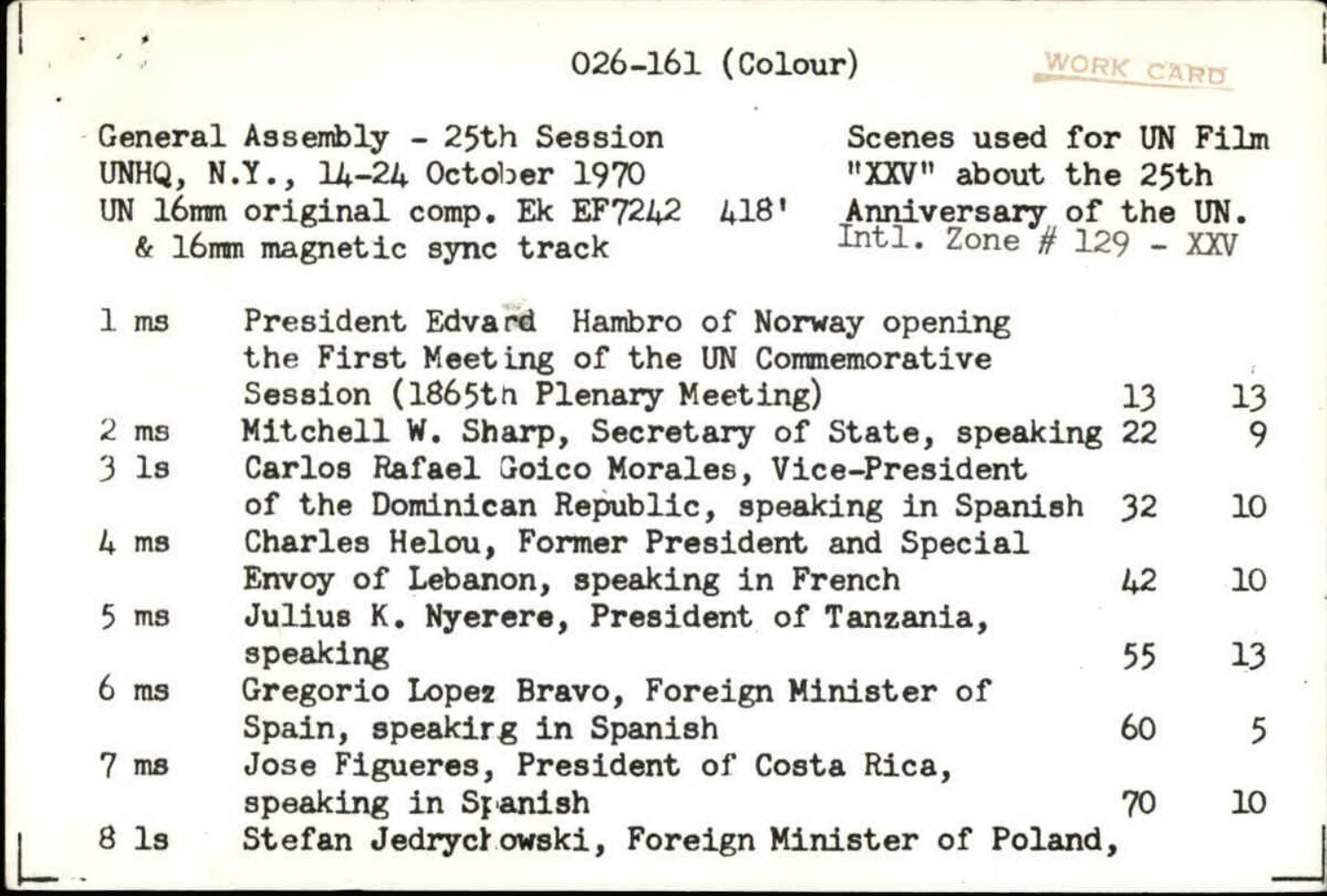026-161 (Colour)

WORK CARD

General Assembly - 25th Session
UNHQ, N.Y., 14-24 October 1970
UN 16mm original comp. Ek EF7242 418'
& 16mm magnetic sync track

Scenes used for UN Film "XXV" about the 25th Anniversary of the UN.
Intl. Zone # 129 - XXV

| | | | |
|---|---|---|---|
| 1 ms | President Edvard Hambro of Norway opening the First Meeting of the UN Commemorative Session (1865th Plenary Meeting) | 13 | 13 |
| 2 ms | Mitchell W. Sharp, Secretary of State, speaking | 22 | 9 |
| 3 ls | Carlos Rafael Goico Morales, Vice-President of the Dominican Republic, speaking in Spanish | 32 | 10 |
| 4 ms | Charles Helou, Former President and Special Envoy of Lebanon, speaking in French | 42 | 10 |
| 5 ms | Julius K. Nyerere, President of Tanzania, speaking | 55 | 13 |
| 6 ms | Gregorio Lopez Bravo, Foreign Minister of Spain, speaking in Spanish | 60 | 5 |
| 7 ms | Jose Figueres, President of Costa Rica, speaking in Spanish | 70 | 10 |
| 8 ls | Stefan Jedrychowski, Foreign Minister of Poland, | | |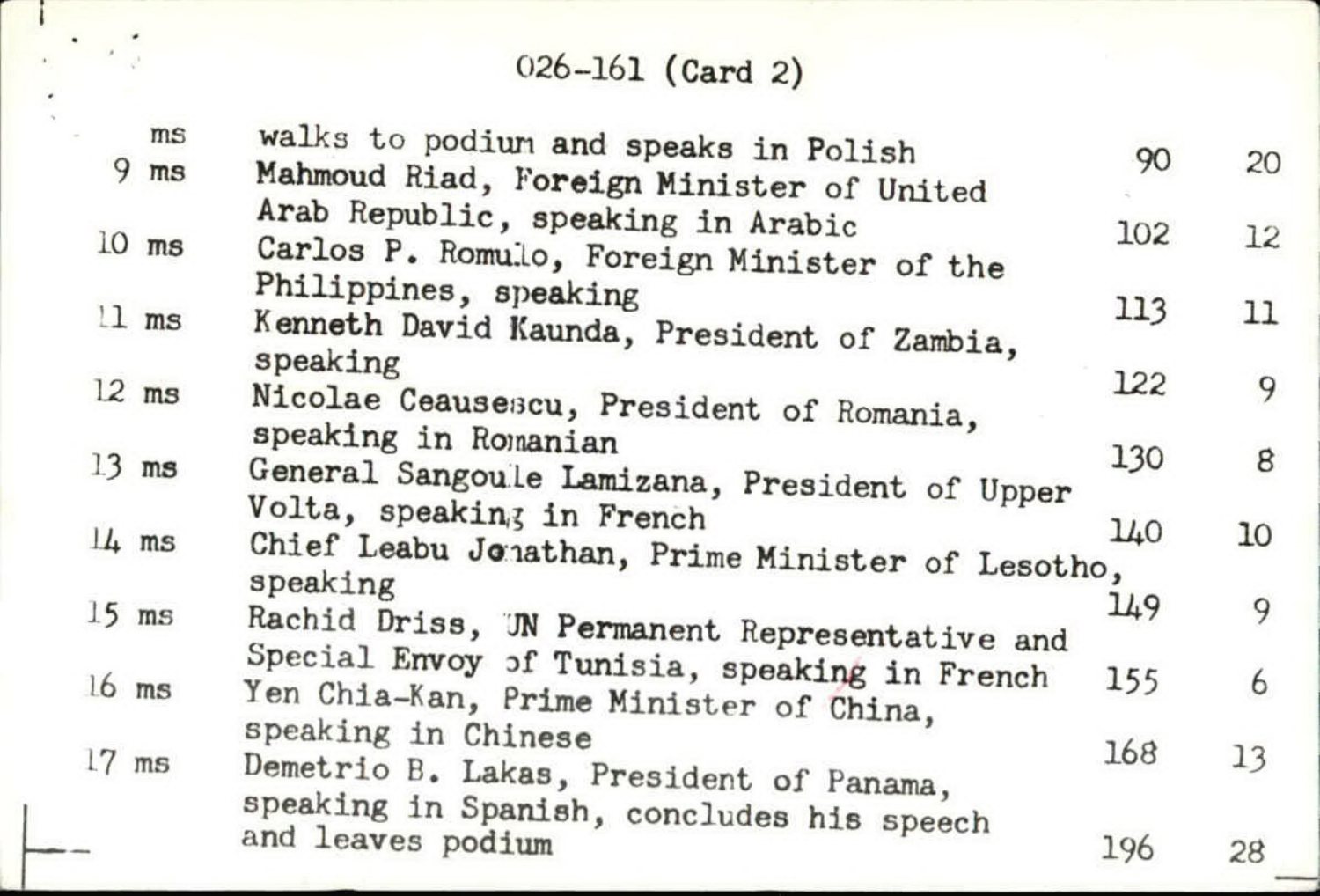026-161 (Card 2)

| | | | |
|---|---|---|---|
| ms | walks to podium and speaks in Polish | 90 | 20 |
| 9 ms | Mahmoud Riad, Foreign Minister of United Arab Republic, speaking in Arabic | 102 | 12 |
| 10 ms | Carlos P. Romulo, Foreign Minister of the Philippines, speaking | 113 | 11 |
| 11 ms | Kenneth David Kaunda, President of Zambia, speaking | 122 | 9 |
| 12 ms | Nicolae Ceausescu, President of Romania, speaking in Romanian | 130 | 8 |
| 13 ms | General Sangoule Lamizana, President of Upper Volta, speaking in French | 140 | 10 |
| 14 ms | Chief Leabu Jonathan, Prime Minister of Lesotho, speaking | 149 | 9 |
| 15 ms | Rachid Driss, UN Permanent Representative and Special Envoy of Tunisia, speaking in French | 155 | 6 |
| 16 ms | Yen Chia-Kan, Prime Minister of China, speaking in Chinese | 168 | 13 |
| 17 ms | Demetrio B. Lakas, President of Panama, speaking in Spanish, concludes his speech and leaves podium | 196 | 28 |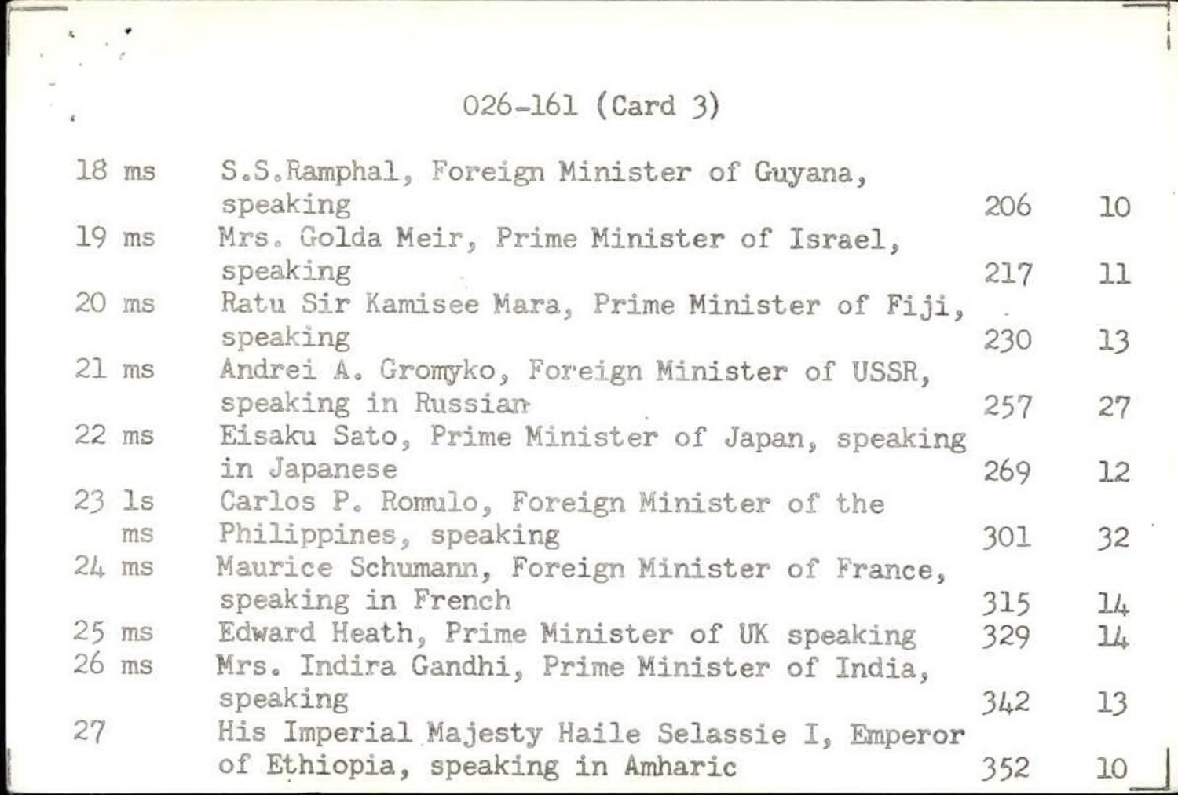026-161 (Card 3)

| | | | |
|---|---|---|---|
| 18 ms | S.S.Ramphal, Foreign Minister of Guyana, speaking | 206 | 10 |
| 19 ms | Mrs. Golda Meir, Prime Minister of Israel, speaking | 217 | 11 |
| 20 ms | Ratu Sir Kamisee Mara, Prime Minister of Fiji, speaking | 230 | 13 |
| 21 ms | Andrei A. Gromyko, Foreign Minister of USSR, speaking in Russian | 257 | 27 |
| 22 ms | Eisaku Sato, Prime Minister of Japan, speaking in Japanese | 269 | 12 |
| 23 ls ms | Carlos P. Romulo, Foreign Minister of the Philippines, speaking | 301 | 32 |
| 24 ms | Maurice Schumann, Foreign Minister of France, speaking in French | 315 | 14 |
| 25 ms | Edward Heath, Prime Minister of UK speaking | 329 | 14 |
| 26 ms | Mrs. Indira Gandhi, Prime Minister of India, speaking | 342 | 13 |
| 27 | His Imperial Majesty Haile Selassie I, Emperor of Ethiopia, speaking in Amharic | 352 | 10 |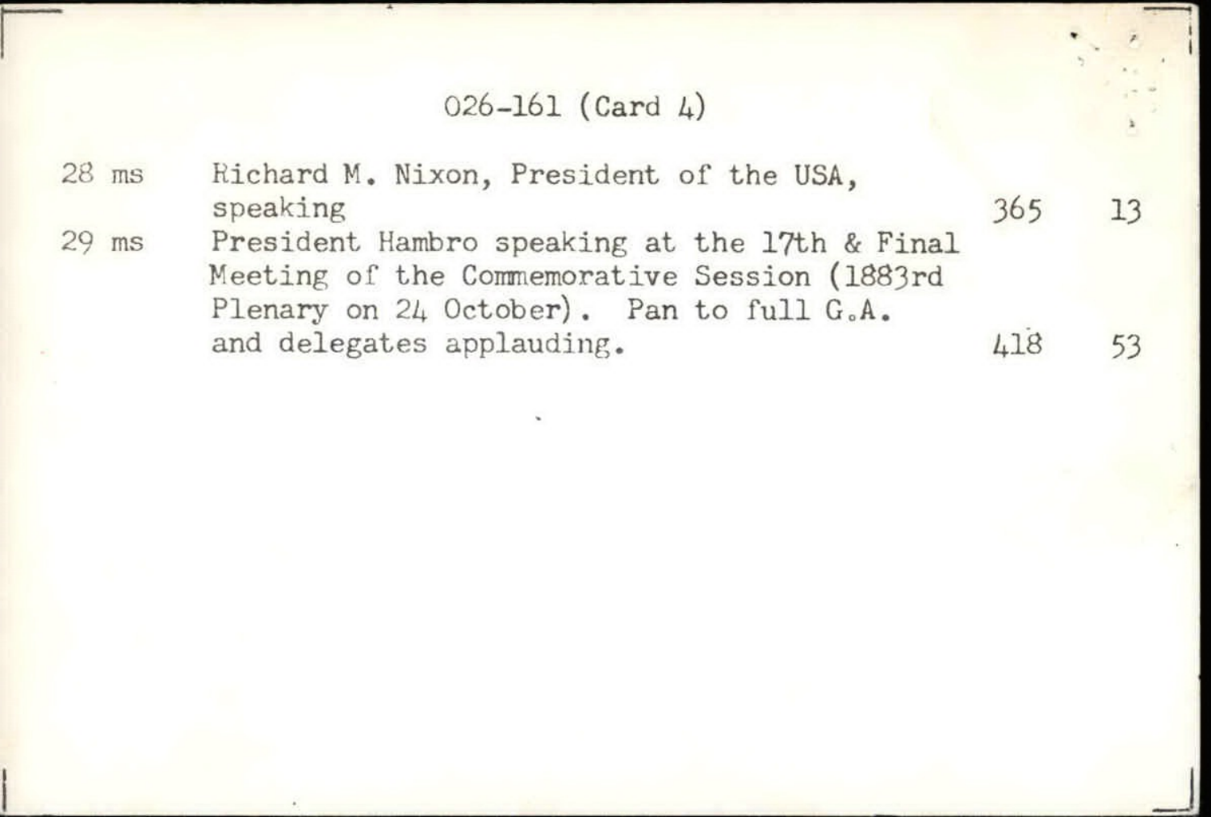026-161 (Card 4)

| | | | |
|---|---|---|---|
| 28 ms | Richard M. Nixon, President of the USA, speaking | 365 | 13 |
| 29 ms | President Hambro speaking at the 17th & Final Meeting of the Commemorative Session (1883rd Plenary on 24 October). Pan to full G.A. and delegates applauding. | 418 | 53 |